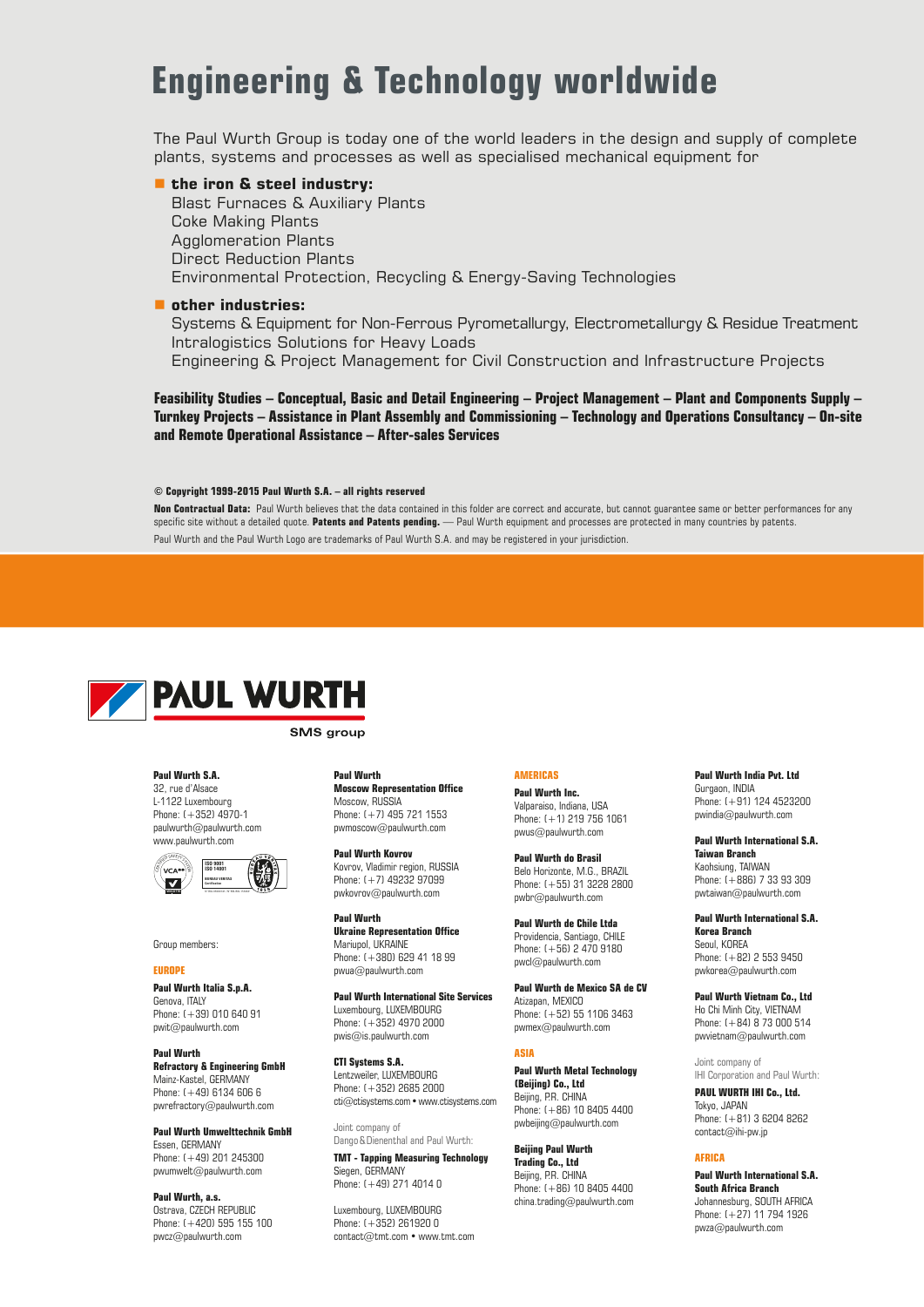# Engineering & Technology worldwide

The Paul Wurth Group is today one of the world leaders in the design and supply of complete plants, systems and processes as well as specialised mechanical equipment for

- **the iron & steel industry:**
  Blast Furnaces & Auxiliary Plants
  Coke Making Plants
  Agglomeration Plants
  Direct Reduction Plants
  Environmental Protection, Recycling & Energy-Saving Technologies

- **other industries:**
  Systems & Equipment for Non-Ferrous Pyrometallurgy, Electrometallurgy & Residue Treatment
  Intralogistics Solutions for Heavy Loads
  Engineering & Project Management for Civil Construction and Infrastructure Projects

**Feasibility Studies – Conceptual, Basic and Detail Engineering – Project Management – Plant and Components Supply – Turnkey Projects – Assistance in Plant Assembly and Commissioning – Technology and Operations Consultancy – On-site and Remote Operational Assistance – After-sales Services**

**© Copyright 1999-2015 Paul Wurth S.A. – all rights reserved**

**Non Contractual Data:** Paul Wurth believes that the data contained in this folder are correct and accurate, but cannot guarantee same or better performances for any specific site without a detailed quote. **Patents and Patents pending.** — Paul Wurth equipment and processes are protected in many countries by patents.

Paul Wurth and the Paul Wurth Logo are trademarks of Paul Wurth S.A. and may be registered in your jurisdiction.

PAUL WURTH
SMS group

**Paul Wurth S.A.**
32, rue d'Alsace
L-1122 Luxembourg
Phone: (+352) 4970-1
paulwurth@paulwurth.com
www.paulwurth.com

Group members:

**EUROPE**

**Paul Wurth Italia S.p.A.**
Genova, ITALY
Phone: (+39) 010 640 91
pwit@paulwurth.com

**Paul Wurth Refractory & Engineering GmbH**
Mainz-Kastel, GERMANY
Phone: (+49) 6134 606 6
pwrefractory@paulwurth.com

**Paul Wurth Umwelttechnik GmbH**
Essen, GERMANY
Phone: (+49) 201 245300
pwumwelt@paulwurth.com

**Paul Wurth, a.s.**
Ostrava, CZECH REPUBLIC
Phone: (+420) 595 155 100
pwcz@paulwurth.com

**Paul Wurth Moscow Representation Office**
Moscow, RUSSIA
Phone: (+7) 495 721 1553
pwmoscow@paulwurth.com

**Paul Wurth Kovrov**
Kovrov, Vladimir region, RUSSIA
Phone: (+7) 49232 97099
pwkovrov@paulwurth.com

**Paul Wurth Ukraine Representation Office**
Mariupol, UKRAINE
Phone: (+380) 629 41 18 99
pwua@paulwurth.com

**Paul Wurth International Site Services**
Luxembourg, LUXEMBOURG
Phone: (+352) 4970 2000
pwis@is.paulwurth.com

**CTI Systems S.A.**
Lentzweiler, LUXEMBOURG
Phone: (+352) 2685 2000
cti@ctisystems.com • www.ctisystems.com

Joint company of Dango & Dienenthal and Paul Wurth:

**TMT - Tapping Measuring Technology**
Siegen, GERMANY
Phone: (+49) 271 4014 0

Luxembourg, LUXEMBOURG
Phone: (+352) 261920 0
contact@tmt.com • www.tmt.com

**AMERICAS**

**Paul Wurth Inc.**
Valparaiso, Indiana, USA
Phone: (+1) 219 756 1061
pwus@paulwurth.com

**Paul Wurth do Brasil**
Belo Horizonte, M.G., BRAZIL
Phone: (+55) 31 3228 2800
pwbr@paulwurth.com

**Paul Wurth de Chile Ltda**
Providencia, Santiago, CHILE
Phone: (+56) 2 470 9180
pwcl@paulwurth.com

**Paul Wurth de Mexico SA de CV**
Atizapan, MEXICO
Phone: (+52) 55 1106 3463
pwmex@paulwurth.com

**ASIA**

**Paul Wurth Metal Technology (Beijing) Co., Ltd**
Beijing, P.R. CHINA
Phone: (+86) 10 8405 4400
pwbeijing@paulwurth.com

**Beijing Paul Wurth Trading Co., Ltd**
Beijing, P.R. CHINA
Phone: (+86) 10 8405 4400
china.trading@paulwurth.com

**Paul Wurth India Pvt. Ltd**
Gurgaon, INDIA
Phone: (+91) 124 4523200
pwindia@paulwurth.com

**Paul Wurth International S.A. Taiwan Branch**
Kaohsiung, TAIWAN
Phone: (+886) 7 33 93 309
pwtaiwan@paulwurth.com

**Paul Wurth International S.A. Korea Branch**
Seoul, KOREA
Phone: (+82) 2 553 9450
pwkorea@paulwurth.com

**Paul Wurth Vietnam Co., Ltd**
Ho Chi Minh City, VIETNAM
Phone: (+84) 8 73 000 514
pwvietnam@paulwurth.com

Joint company of IHI Corporation and Paul Wurth:

**PAUL WURTH IHI Co., Ltd.**
Tokyo, JAPAN
Phone: (+81) 3 6204 8262
contact@ihi-pw.jp

**AFRICA**

**Paul Wurth International S.A. South Africa Branch**
Johannesburg, SOUTH AFRICA
Phone: (+27) 11 794 1926
pwza@paulwurth.com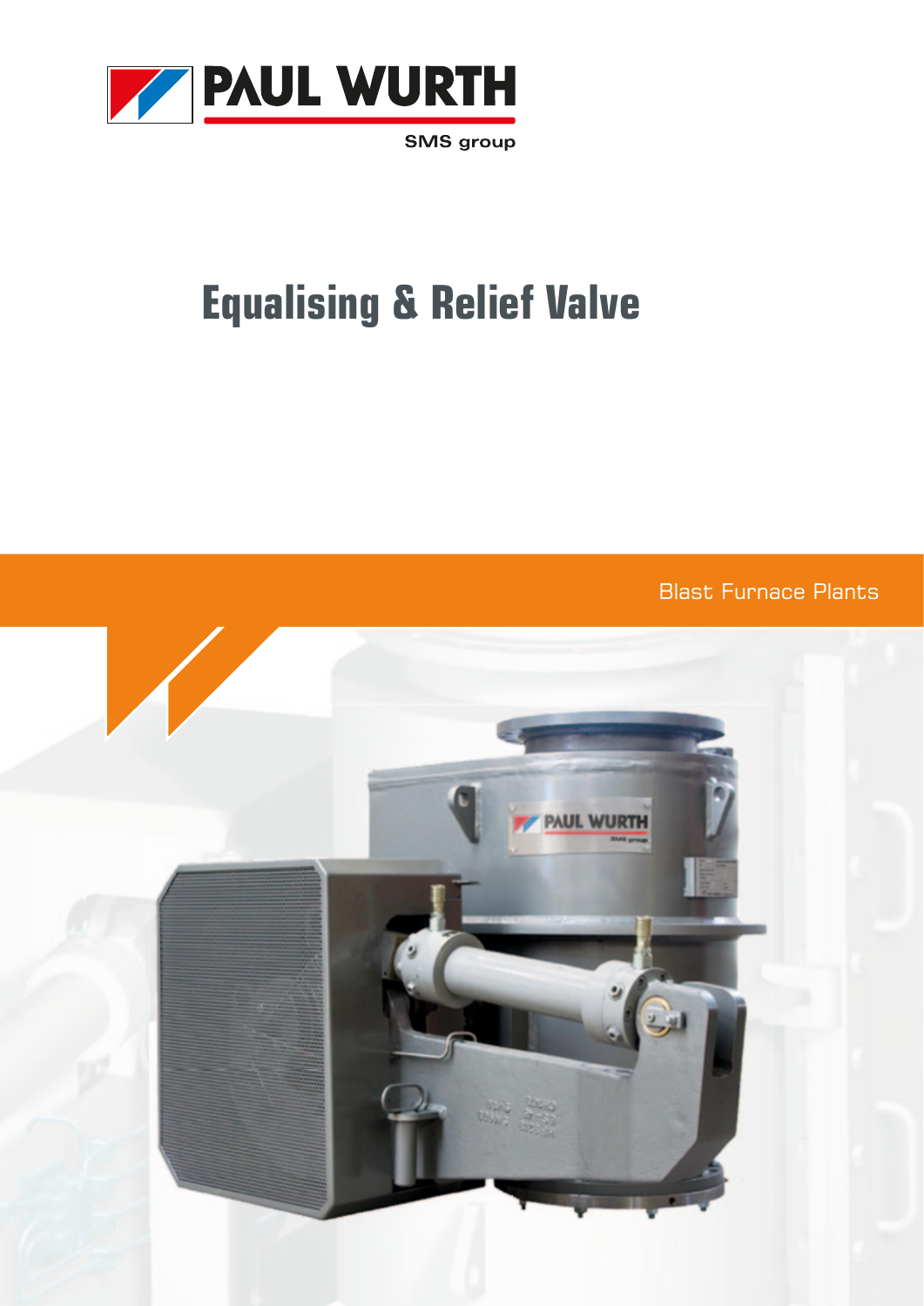PAUL WURTH

SMS group

# Equalising & Relief Valve

Blast Furnace Plants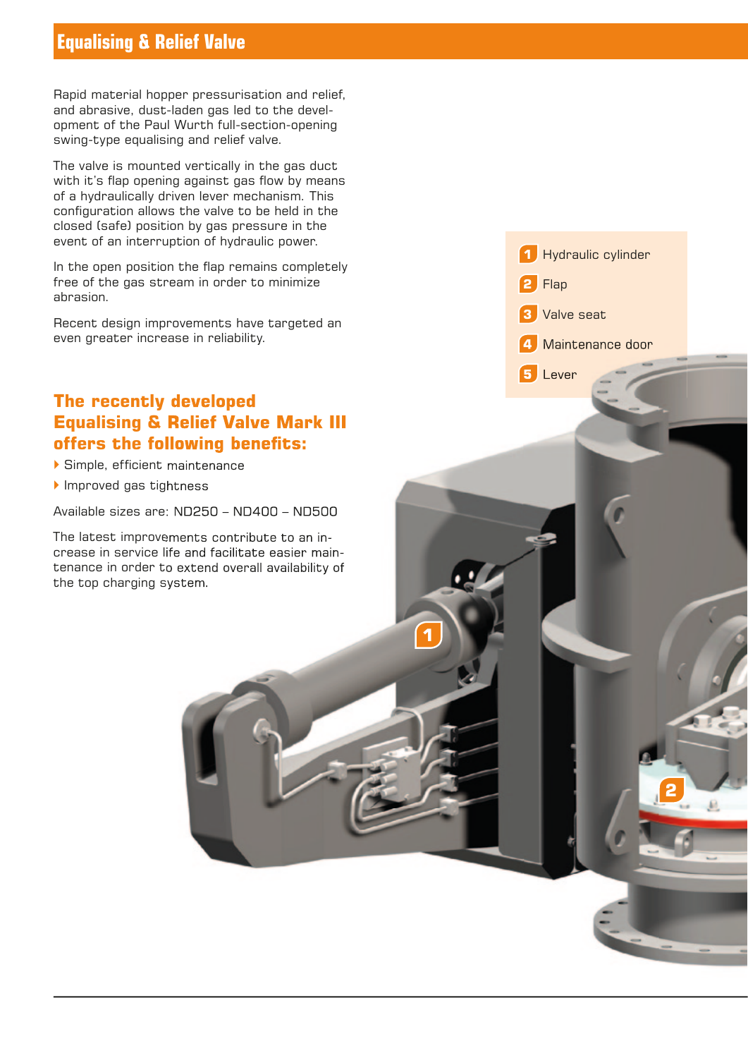# Equalising & Relief Valve

Rapid material hopper pressurisation and relief, and abrasive, dust-laden gas led to the development of the Paul Wurth full-section-opening swing-type equalising and relief valve.

The valve is mounted vertically in the gas duct with it's flap opening against gas flow by means of a hydraulically driven lever mechanism. This configuration allows the valve to be held in the closed (safe) position by gas pressure in the event of an interruption of hydraulic power.

In the open position the flap remains completely free of the gas stream in order to minimize abrasion.

Recent design improvements have targeted an even greater increase in reliability.

## The recently developed Equalising & Relief Valve Mark III offers the following benefits:

- Simple, efficient maintenance
- Improved gas tightness

Available sizes are: ND250 – ND400 – ND500

The latest improvements contribute to an increase in service life and facilitate easier maintenance in order to extend overall availability of the top charging system.

1. Hydraulic cylinder
2. Flap
3. Valve seat
4. Maintenance door
5. Lever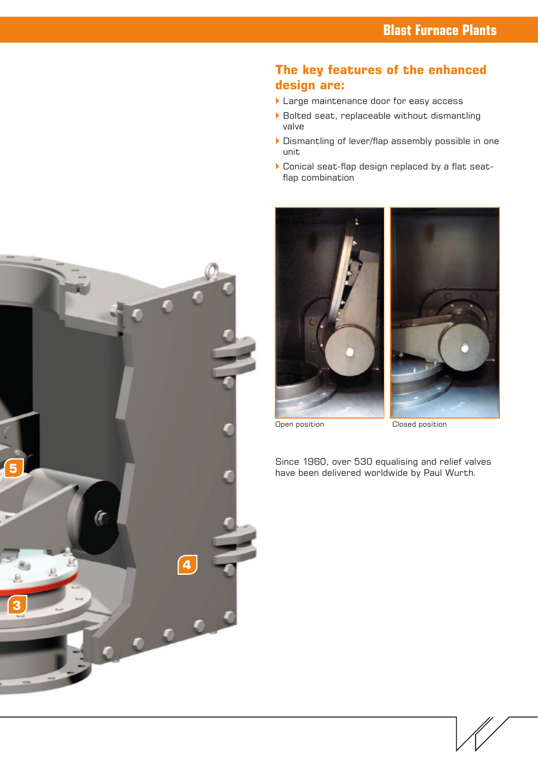## The key features of the enhanced design are:

- Large maintenance door for easy access
- Bolted seat, replaceable without dismantling valve
- Dismantling of lever/flap assembly possible in one unit
- Conical seat-flap design replaced by a flat seat-flap combination

Open position

Closed position

Since 1960, over 530 equalising and relief valves have been delivered worldwide by Paul Wurth.